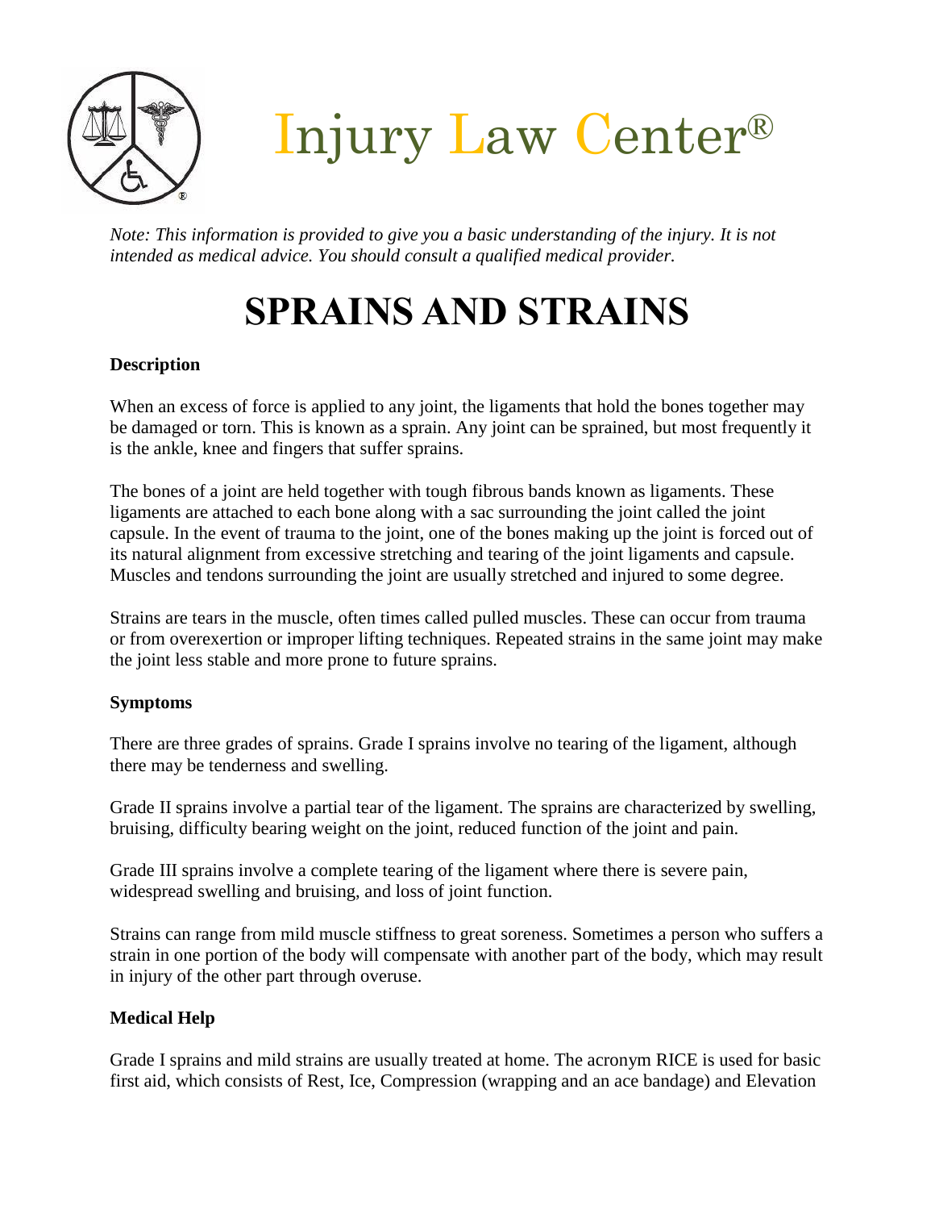# Injury Law Center®

*Note: This information is provided to give you a basic understanding of the injury. It is not intended as medical advice. You should consult a qualified medical provider.*

# SPRAINS AND STRAINS

**Description**

When an excess of force is applied to any joint, the ligaments that hold the bones together may be damaged or torn. This is known as a sprain. Any joint can be sprained, but most frequently it is the ankle, knee and fingers that suffer sprains.

The bones of a joint are held together with tough fibrous bands known as ligaments. These ligaments are attached to each bone along with a sac surrounding the joint called the joint capsule. In the event of trauma to the joint, one of the bones making up the joint is forced out of its natural alignment from excessive stretching and tearing of the joint ligaments and capsule. Muscles and tendons surrounding the joint are usually stretched and injured to some degree.

Strains are tears in the muscle, often times called pulled muscles. These can occur from trauma or from overexertion or improper lifting techniques. Repeated strains in the same joint may make the joint less stable and more prone to future sprains.

**Symptoms**

There are three grades of sprains. Grade I sprains involve no tearing of the ligament, although there may be tenderness and swelling.

Grade II sprains involve a partial tear of the ligament. The sprains are characterized by swelling, bruising, difficulty bearing weight on the joint, reduced function of the joint and pain.

Grade III sprains involve a complete tearing of the ligament where there is severe pain, widespread swelling and bruising, and loss of joint function.

Strains can range from mild muscle stiffness to great soreness. Sometimes a person who suffers a strain in one portion of the body will compensate with another part of the body, which may result in injury of the other part through overuse.

**Medical Help**

Grade I sprains and mild strains are usually treated at home. The acronym RICE is used for basic first aid, which consists of Rest, Ice, Compression (wrapping and an ace bandage) and Elevation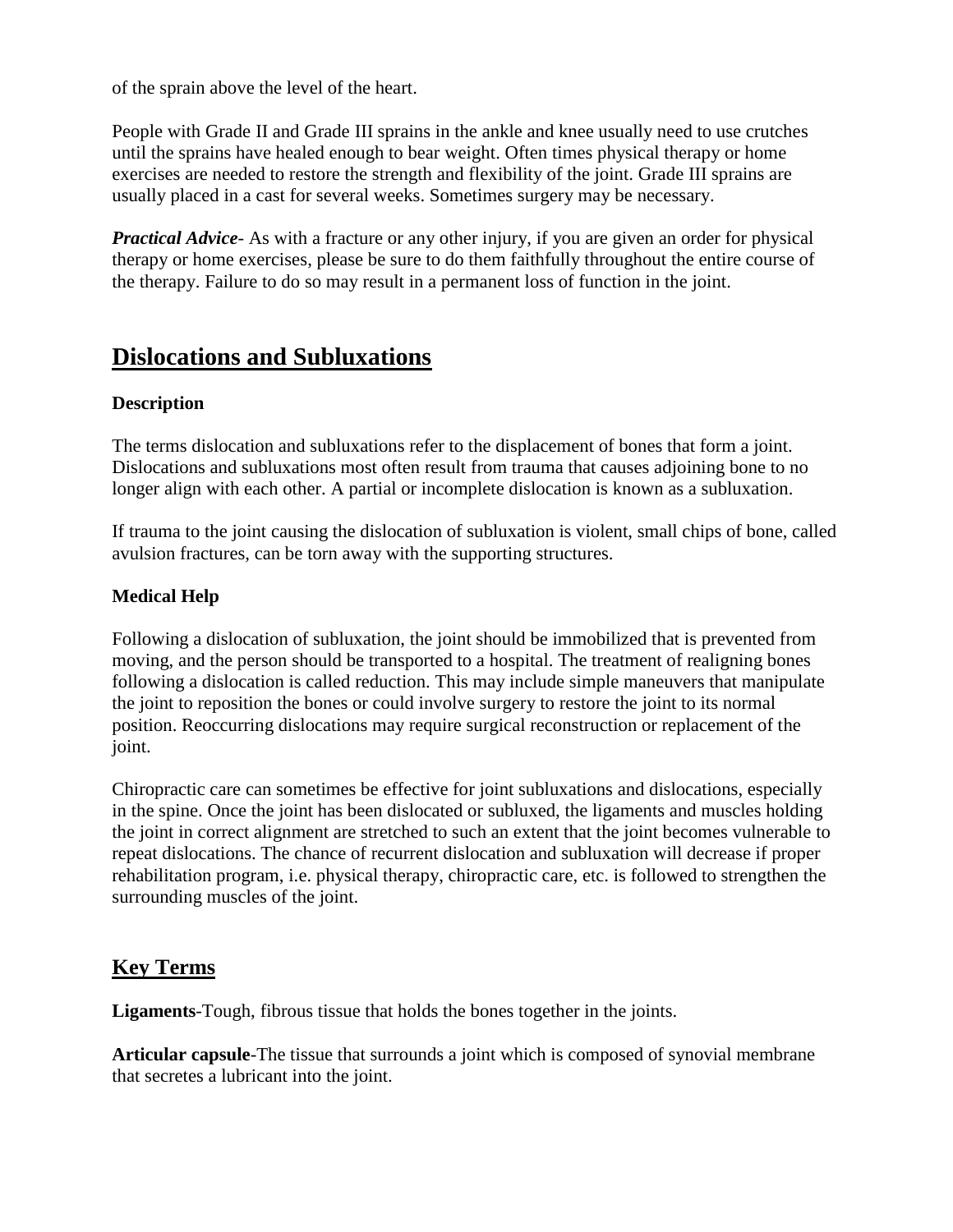of the sprain above the level of the heart.

People with Grade II and Grade III sprains in the ankle and knee usually need to use crutches until the sprains have healed enough to bear weight. Often times physical therapy or home exercises are needed to restore the strength and flexibility of the joint. Grade III sprains are usually placed in a cast for several weeks. Sometimes surgery may be necessary.

***Practical Advice***- As with a fracture or any other injury, if you are given an order for physical therapy or home exercises, please be sure to do them faithfully throughout the entire course of the therapy. Failure to do so may result in a permanent loss of function in the joint.

## Dislocations and Subluxations

**Description**

The terms dislocation and subluxations refer to the displacement of bones that form a joint. Dislocations and subluxations most often result from trauma that causes adjoining bone to no longer align with each other. A partial or incomplete dislocation is known as a subluxation.

If trauma to the joint causing the dislocation of subluxation is violent, small chips of bone, called avulsion fractures, can be torn away with the supporting structures.

**Medical Help**

Following a dislocation of subluxation, the joint should be immobilized that is prevented from moving, and the person should be transported to a hospital. The treatment of realigning bones following a dislocation is called reduction. This may include simple maneuvers that manipulate the joint to reposition the bones or could involve surgery to restore the joint to its normal position. Reoccurring dislocations may require surgical reconstruction or replacement of the joint.

Chiropractic care can sometimes be effective for joint subluxations and dislocations, especially in the spine. Once the joint has been dislocated or subluxed, the ligaments and muscles holding the joint in correct alignment are stretched to such an extent that the joint becomes vulnerable to repeat dislocations. The chance of recurrent dislocation and subluxation will decrease if proper rehabilitation program, i.e. physical therapy, chiropractic care, etc. is followed to strengthen the surrounding muscles of the joint.

## Key Terms

**Ligaments**-Tough, fibrous tissue that holds the bones together in the joints.

**Articular capsule**-The tissue that surrounds a joint which is composed of synovial membrane that secretes a lubricant into the joint.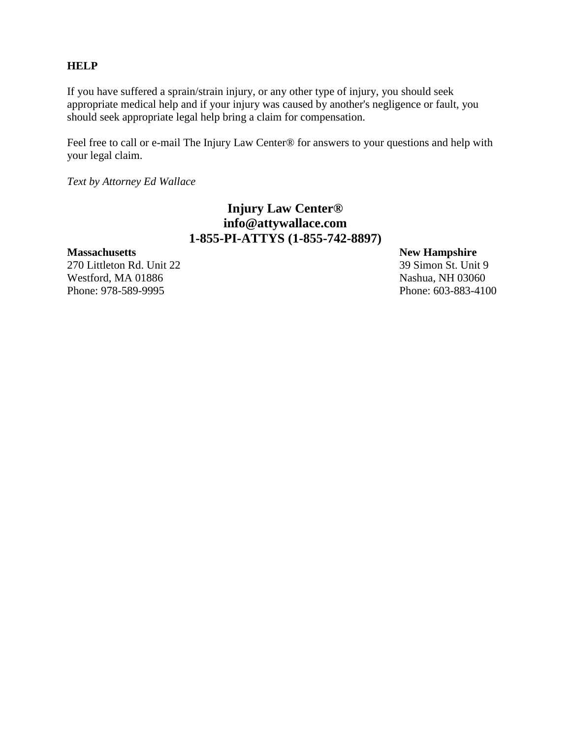**HELP**

If you have suffered a sprain/strain injury, or any other type of injury, you should seek appropriate medical help and if your injury was caused by another's negligence or fault, you should seek appropriate legal help bring a claim for compensation.

Feel free to call or e-mail The Injury Law Center® for answers to your questions and help with your legal claim.

*Text by Attorney Ed Wallace*

**Injury Law Center®**
**info@attywallace.com**
**1-855-PI-ATTYS (1-855-742-8897)**

**Massachusetts**
270 Littleton Rd. Unit 22
Westford, MA 01886
Phone: 978-589-9995

**New Hampshire**
39 Simon St. Unit 9
Nashua, NH 03060
Phone: 603-883-4100